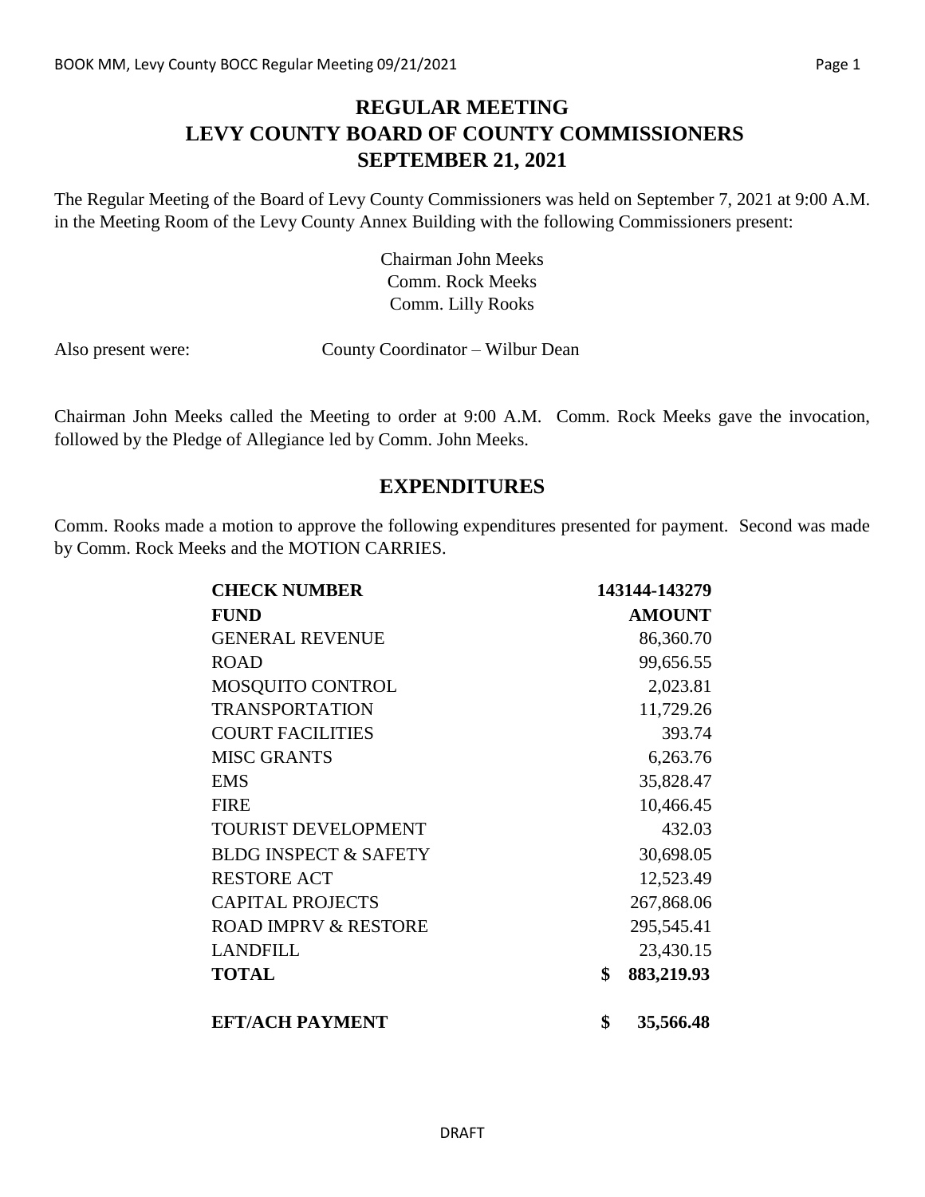# REGULAR MEETING
# LEVY COUNTY BOARD OF COUNTY COMMISSIONERS
# SEPTEMBER 21, 2021

The Regular Meeting of the Board of Levy County Commissioners was held on September 7, 2021 at 9:00 A.M. in the Meeting Room of the Levy County Annex Building with the following Commissioners present:

Chairman John Meeks
Comm. Rock Meeks
Comm. Lilly Rooks

Also present were: County Coordinator – Wilbur Dean

Chairman John Meeks called the Meeting to order at 9:00 A.M. Comm. Rock Meeks gave the invocation, followed by the Pledge of Allegiance led by Comm. John Meeks.

## EXPENDITURES

Comm. Rooks made a motion to approve the following expenditures presented for payment. Second was made by Comm. Rock Meeks and the MOTION CARRIES.

| **CHECK NUMBER** | **143144-143279** |
|---|---|
| **FUND** | **AMOUNT** |
| GENERAL REVENUE | 86,360.70 |
| ROAD | 99,656.55 |
| MOSQUITO CONTROL | 2,023.81 |
| TRANSPORTATION | 11,729.26 |
| COURT FACILITIES | 393.74 |
| MISC GRANTS | 6,263.76 |
| EMS | 35,828.47 |
| FIRE | 10,466.45 |
| TOURIST DEVELOPMENT | 432.03 |
| BLDG INSPECT & SAFETY | 30,698.05 |
| RESTORE ACT | 12,523.49 |
| CAPITAL PROJECTS | 267,868.06 |
| ROAD IMPRV & RESTORE | 295,545.41 |
| LANDFILL | 23,430.15 |
| **TOTAL** | **$ 883,219.93** |
| | |
| **EFT/ACH PAYMENT** | **$ 35,566.48** |

DRAFT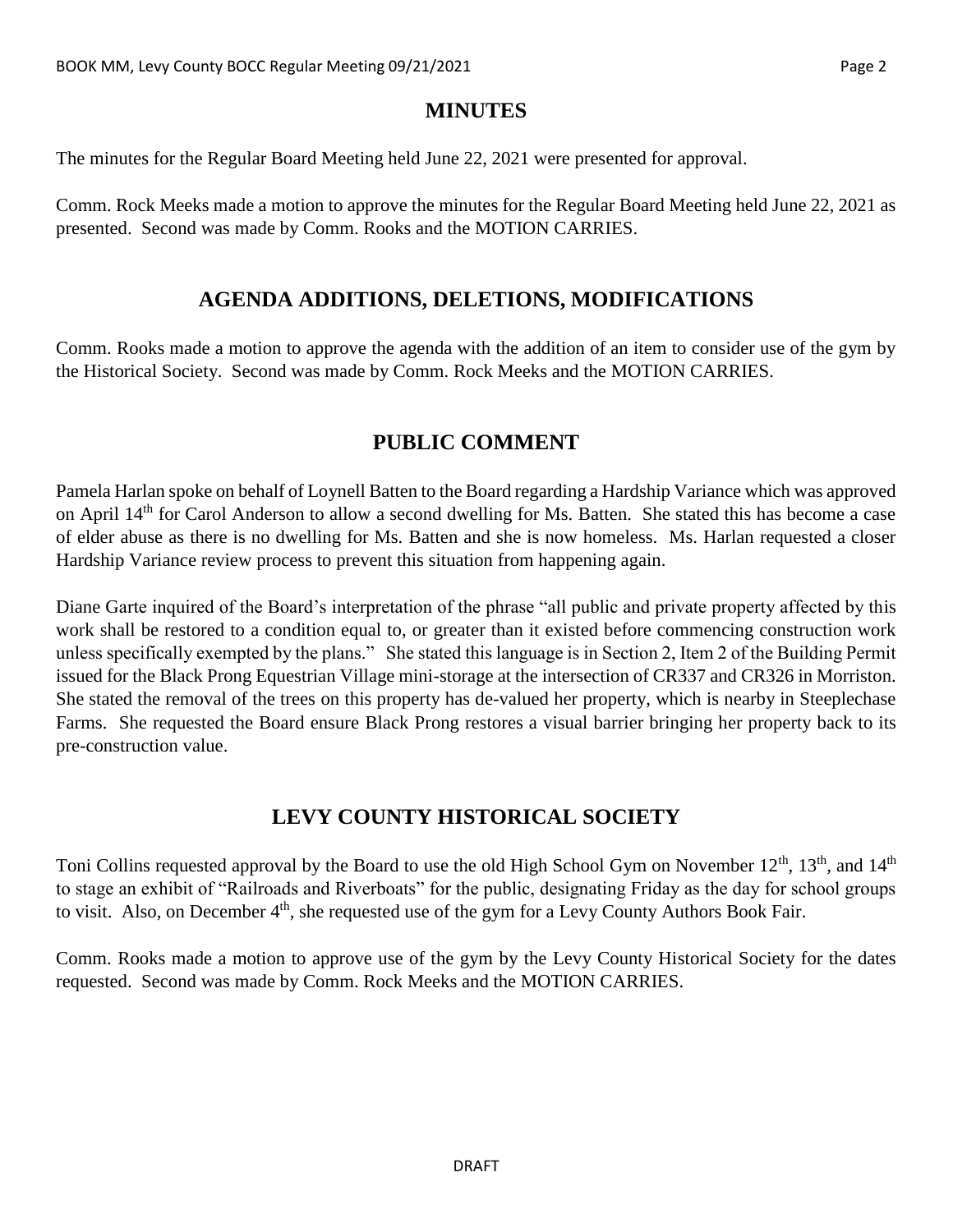## MINUTES

The minutes for the Regular Board Meeting held June 22, 2021 were presented for approval.

Comm. Rock Meeks made a motion to approve the minutes for the Regular Board Meeting held June 22, 2021 as presented. Second was made by Comm. Rooks and the MOTION CARRIES.

## AGENDA ADDITIONS, DELETIONS, MODIFICATIONS

Comm. Rooks made a motion to approve the agenda with the addition of an item to consider use of the gym by the Historical Society. Second was made by Comm. Rock Meeks and the MOTION CARRIES.

## PUBLIC COMMENT

Pamela Harlan spoke on behalf of Loynell Batten to the Board regarding a Hardship Variance which was approved on April 14th for Carol Anderson to allow a second dwelling for Ms. Batten. She stated this has become a case of elder abuse as there is no dwelling for Ms. Batten and she is now homeless. Ms. Harlan requested a closer Hardship Variance review process to prevent this situation from happening again.

Diane Garte inquired of the Board's interpretation of the phrase "all public and private property affected by this work shall be restored to a condition equal to, or greater than it existed before commencing construction work unless specifically exempted by the plans." She stated this language is in Section 2, Item 2 of the Building Permit issued for the Black Prong Equestrian Village mini-storage at the intersection of CR337 and CR326 in Morriston. She stated the removal of the trees on this property has de-valued her property, which is nearby in Steeplechase Farms. She requested the Board ensure Black Prong restores a visual barrier bringing her property back to its pre-construction value.

## LEVY COUNTY HISTORICAL SOCIETY

Toni Collins requested approval by the Board to use the old High School Gym on November 12th, 13th, and 14th to stage an exhibit of "Railroads and Riverboats" for the public, designating Friday as the day for school groups to visit. Also, on December 4th, she requested use of the gym for a Levy County Authors Book Fair.

Comm. Rooks made a motion to approve use of the gym by the Levy County Historical Society for the dates requested. Second was made by Comm. Rock Meeks and the MOTION CARRIES.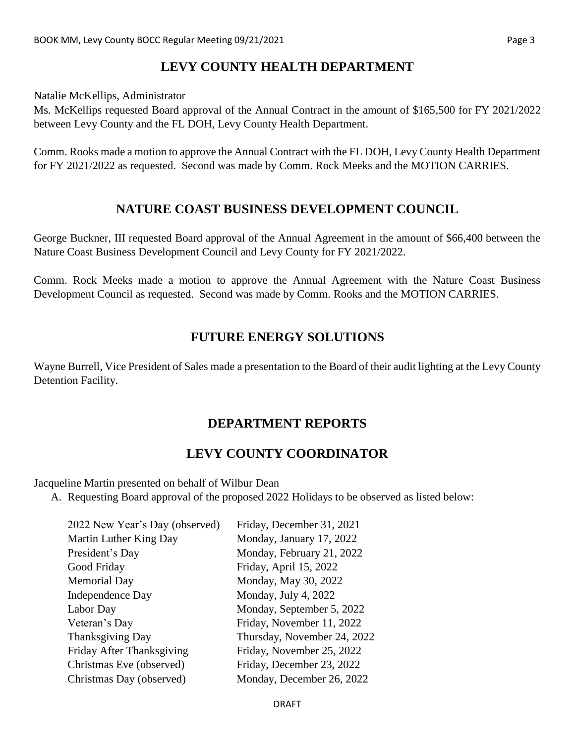## LEVY COUNTY HEALTH DEPARTMENT

Natalie McKellips, Administrator

Ms. McKellips requested Board approval of the Annual Contract in the amount of $165,500 for FY 2021/2022 between Levy County and the FL DOH, Levy County Health Department.

Comm. Rooks made a motion to approve the Annual Contract with the FL DOH, Levy County Health Department for FY 2021/2022 as requested. Second was made by Comm. Rock Meeks and the MOTION CARRIES.

## NATURE COAST BUSINESS DEVELOPMENT COUNCIL

George Buckner, III requested Board approval of the Annual Agreement in the amount of $66,400 between the Nature Coast Business Development Council and Levy County for FY 2021/2022.

Comm. Rock Meeks made a motion to approve the Annual Agreement with the Nature Coast Business Development Council as requested. Second was made by Comm. Rooks and the MOTION CARRIES.

## FUTURE ENERGY SOLUTIONS

Wayne Burrell, Vice President of Sales made a presentation to the Board of their audit lighting at the Levy County Detention Facility.

## DEPARTMENT REPORTS

## LEVY COUNTY COORDINATOR

Jacqueline Martin presented on behalf of Wilbur Dean

A. Requesting Board approval of the proposed 2022 Holidays to be observed as listed below:

| | |
|---|---|
| 2022 New Year's Day (observed) | Friday, December 31, 2021 |
| Martin Luther King Day | Monday, January 17, 2022 |
| President's Day | Monday, February 21, 2022 |
| Good Friday | Friday, April 15, 2022 |
| Memorial Day | Monday, May 30, 2022 |
| Independence Day | Monday, July 4, 2022 |
| Labor Day | Monday, September 5, 2022 |
| Veteran's Day | Friday, November 11, 2022 |
| Thanksgiving Day | Thursday, November 24, 2022 |
| Friday After Thanksgiving | Friday, November 25, 2022 |
| Christmas Eve (observed) | Friday, December 23, 2022 |
| Christmas Day (observed) | Monday, December 26, 2022 |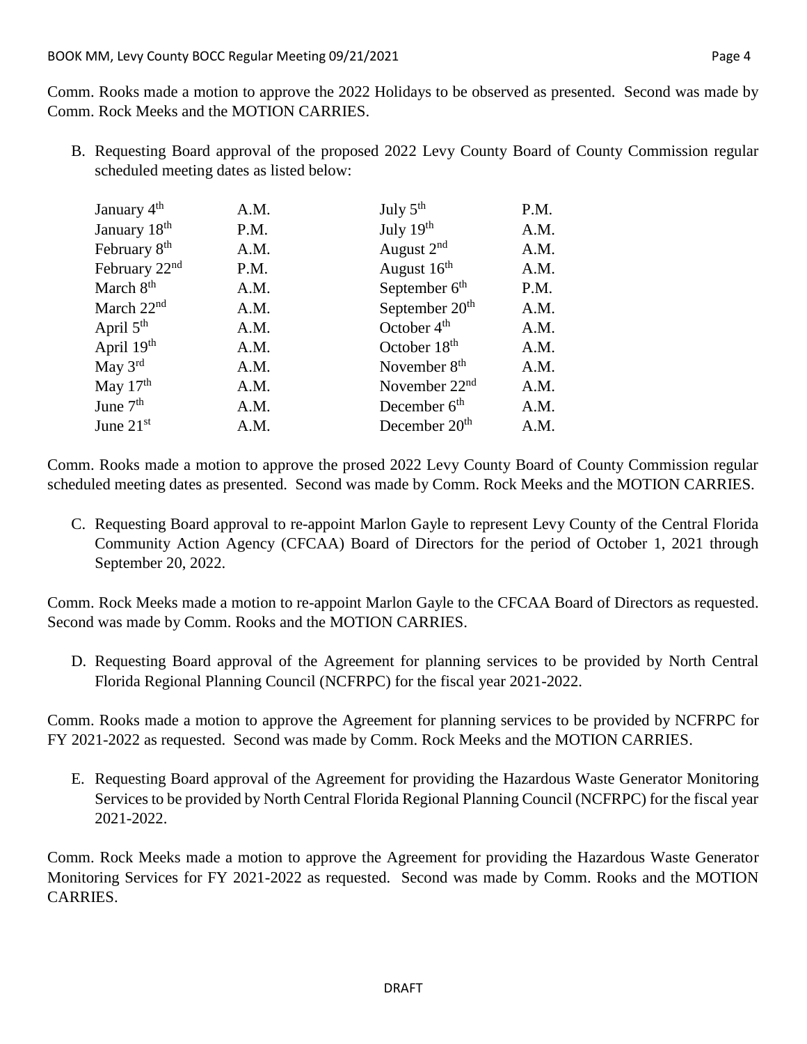Comm. Rooks made a motion to approve the 2022 Holidays to be observed as presented. Second was made by Comm. Rock Meeks and the MOTION CARRIES.

B. Requesting Board approval of the proposed 2022 Levy County Board of County Commission regular scheduled meeting dates as listed below:

| | | | |
|---|---|---|---|
| January 4th | A.M. | July 5th | P.M. |
| January 18th | P.M. | July 19th | A.M. |
| February 8th | A.M. | August 2nd | A.M. |
| February 22nd | P.M. | August 16th | A.M. |
| March 8th | A.M. | September 6th | P.M. |
| March 22nd | A.M. | September 20th | A.M. |
| April 5th | A.M. | October 4th | A.M. |
| April 19th | A.M. | October 18th | A.M. |
| May 3rd | A.M. | November 8th | A.M. |
| May 17th | A.M. | November 22nd | A.M. |
| June 7th | A.M. | December 6th | A.M. |
| June 21st | A.M. | December 20th | A.M. |

Comm. Rooks made a motion to approve the prosed 2022 Levy County Board of County Commission regular scheduled meeting dates as presented. Second was made by Comm. Rock Meeks and the MOTION CARRIES.

C. Requesting Board approval to re-appoint Marlon Gayle to represent Levy County of the Central Florida Community Action Agency (CFCAA) Board of Directors for the period of October 1, 2021 through September 20, 2022.

Comm. Rock Meeks made a motion to re-appoint Marlon Gayle to the CFCAA Board of Directors as requested. Second was made by Comm. Rooks and the MOTION CARRIES.

D. Requesting Board approval of the Agreement for planning services to be provided by North Central Florida Regional Planning Council (NCFRPC) for the fiscal year 2021-2022.

Comm. Rooks made a motion to approve the Agreement for planning services to be provided by NCFRPC for FY 2021-2022 as requested. Second was made by Comm. Rock Meeks and the MOTION CARRIES.

E. Requesting Board approval of the Agreement for providing the Hazardous Waste Generator Monitoring Services to be provided by North Central Florida Regional Planning Council (NCFRPC) for the fiscal year 2021-2022.

Comm. Rock Meeks made a motion to approve the Agreement for providing the Hazardous Waste Generator Monitoring Services for FY 2021-2022 as requested. Second was made by Comm. Rooks and the MOTION CARRIES.

DRAFT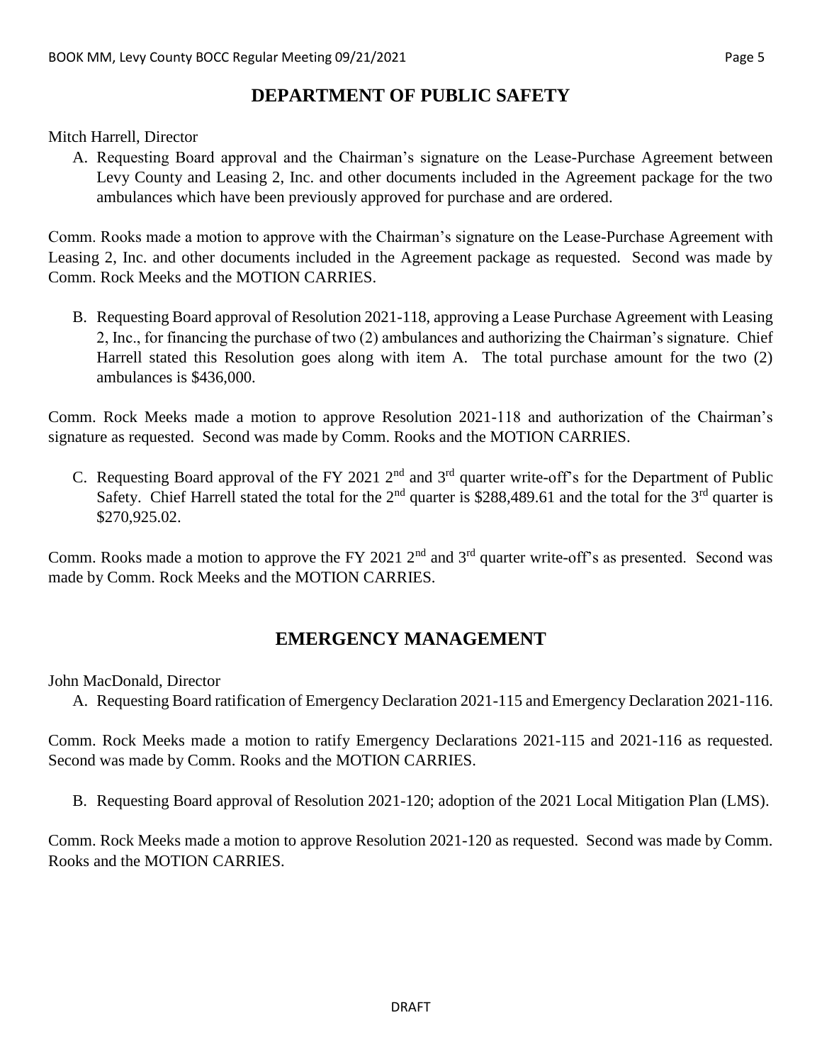## DEPARTMENT OF PUBLIC SAFETY

Mitch Harrell, Director

A. Requesting Board approval and the Chairman's signature on the Lease-Purchase Agreement between Levy County and Leasing 2, Inc. and other documents included in the Agreement package for the two ambulances which have been previously approved for purchase and are ordered.

Comm. Rooks made a motion to approve with the Chairman's signature on the Lease-Purchase Agreement with Leasing 2, Inc. and other documents included in the Agreement package as requested. Second was made by Comm. Rock Meeks and the MOTION CARRIES.

B. Requesting Board approval of Resolution 2021-118, approving a Lease Purchase Agreement with Leasing 2, Inc., for financing the purchase of two (2) ambulances and authorizing the Chairman's signature. Chief Harrell stated this Resolution goes along with item A. The total purchase amount for the two (2) ambulances is $436,000.

Comm. Rock Meeks made a motion to approve Resolution 2021-118 and authorization of the Chairman's signature as requested. Second was made by Comm. Rooks and the MOTION CARRIES.

C. Requesting Board approval of the FY 2021 2nd and 3rd quarter write-off's for the Department of Public Safety. Chief Harrell stated the total for the 2nd quarter is $288,489.61 and the total for the 3rd quarter is $270,925.02.

Comm. Rooks made a motion to approve the FY 2021 2nd and 3rd quarter write-off's as presented. Second was made by Comm. Rock Meeks and the MOTION CARRIES.

## EMERGENCY MANAGEMENT

John MacDonald, Director

A. Requesting Board ratification of Emergency Declaration 2021-115 and Emergency Declaration 2021-116.

Comm. Rock Meeks made a motion to ratify Emergency Declarations 2021-115 and 2021-116 as requested. Second was made by Comm. Rooks and the MOTION CARRIES.

B. Requesting Board approval of Resolution 2021-120; adoption of the 2021 Local Mitigation Plan (LMS).

Comm. Rock Meeks made a motion to approve Resolution 2021-120 as requested. Second was made by Comm. Rooks and the MOTION CARRIES.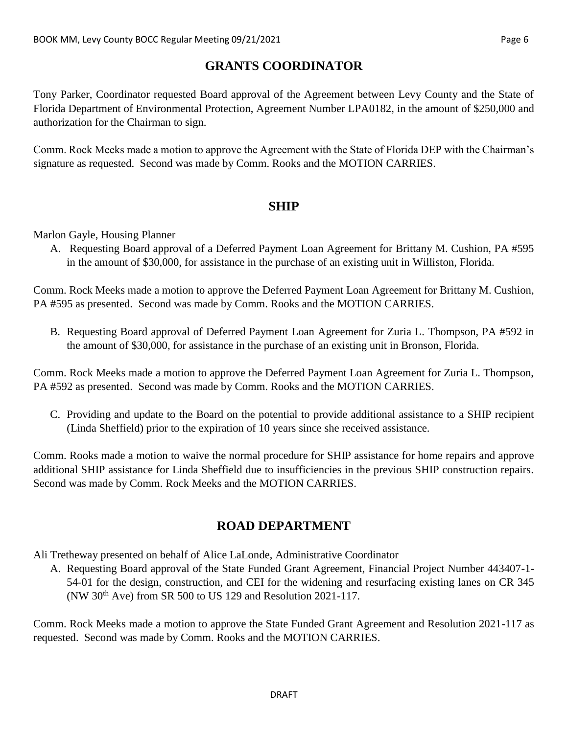## GRANTS COORDINATOR

Tony Parker, Coordinator requested Board approval of the Agreement between Levy County and the State of Florida Department of Environmental Protection, Agreement Number LPA0182, in the amount of $250,000 and authorization for the Chairman to sign.

Comm. Rock Meeks made a motion to approve the Agreement with the State of Florida DEP with the Chairman's signature as requested. Second was made by Comm. Rooks and the MOTION CARRIES.

## SHIP

Marlon Gayle, Housing Planner

A. Requesting Board approval of a Deferred Payment Loan Agreement for Brittany M. Cushion, PA #595 in the amount of $30,000, for assistance in the purchase of an existing unit in Williston, Florida.

Comm. Rock Meeks made a motion to approve the Deferred Payment Loan Agreement for Brittany M. Cushion, PA #595 as presented. Second was made by Comm. Rooks and the MOTION CARRIES.

B. Requesting Board approval of Deferred Payment Loan Agreement for Zuria L. Thompson, PA #592 in the amount of $30,000, for assistance in the purchase of an existing unit in Bronson, Florida.

Comm. Rock Meeks made a motion to approve the Deferred Payment Loan Agreement for Zuria L. Thompson, PA #592 as presented. Second was made by Comm. Rooks and the MOTION CARRIES.

C. Providing and update to the Board on the potential to provide additional assistance to a SHIP recipient (Linda Sheffield) prior to the expiration of 10 years since she received assistance.

Comm. Rooks made a motion to waive the normal procedure for SHIP assistance for home repairs and approve additional SHIP assistance for Linda Sheffield due to insufficiencies in the previous SHIP construction repairs. Second was made by Comm. Rock Meeks and the MOTION CARRIES.

## ROAD DEPARTMENT

Ali Tretheway presented on behalf of Alice LaLonde, Administrative Coordinator

A. Requesting Board approval of the State Funded Grant Agreement, Financial Project Number 443407-1-54-01 for the design, construction, and CEI for the widening and resurfacing existing lanes on CR 345 (NW 30th Ave) from SR 500 to US 129 and Resolution 2021-117.

Comm. Rock Meeks made a motion to approve the State Funded Grant Agreement and Resolution 2021-117 as requested. Second was made by Comm. Rooks and the MOTION CARRIES.

DRAFT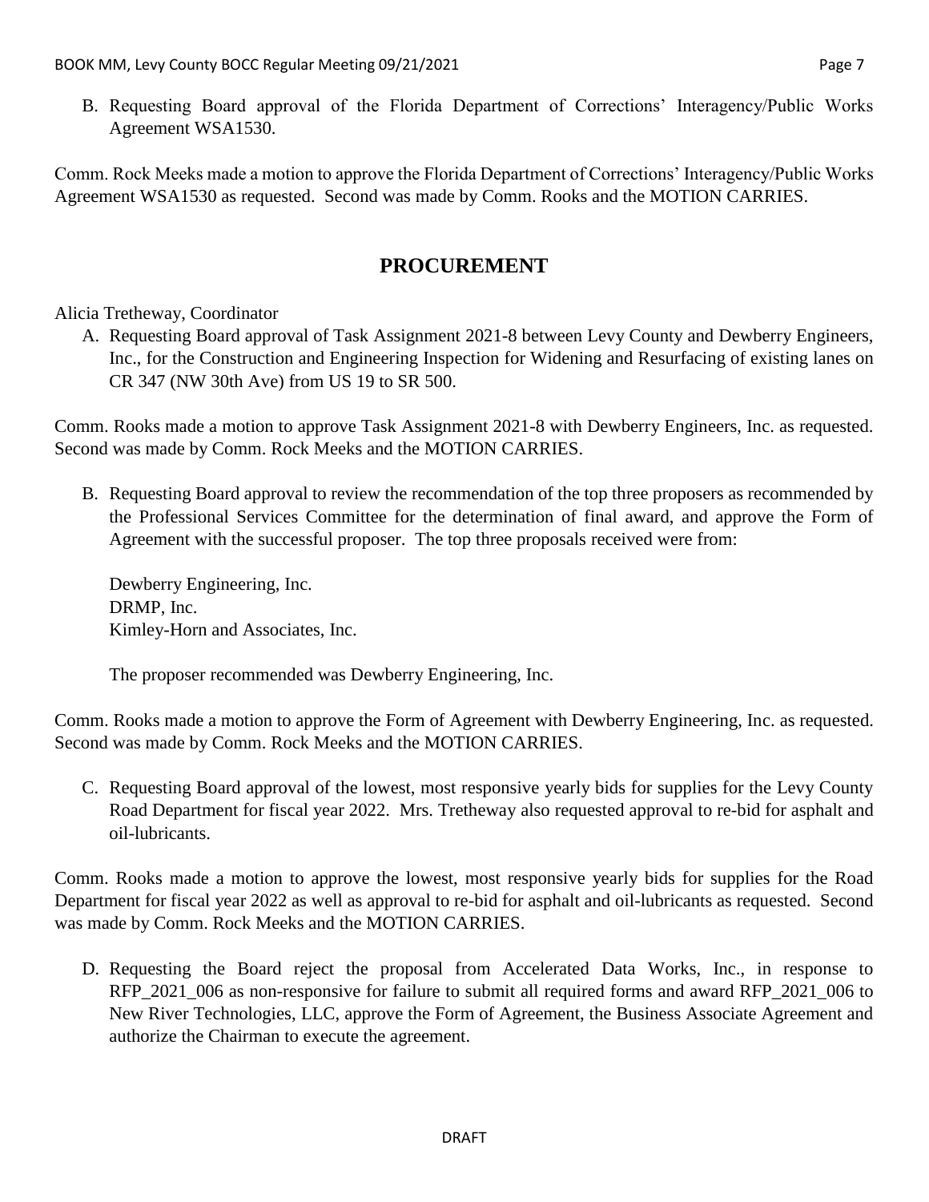B. Requesting Board approval of the Florida Department of Corrections' Interagency/Public Works Agreement WSA1530.

Comm. Rock Meeks made a motion to approve the Florida Department of Corrections' Interagency/Public Works Agreement WSA1530 as requested. Second was made by Comm. Rooks and the MOTION CARRIES.

## PROCUREMENT

Alicia Tretheway, Coordinator

A. Requesting Board approval of Task Assignment 2021-8 between Levy County and Dewberry Engineers, Inc., for the Construction and Engineering Inspection for Widening and Resurfacing of existing lanes on CR 347 (NW 30th Ave) from US 19 to SR 500.

Comm. Rooks made a motion to approve Task Assignment 2021-8 with Dewberry Engineers, Inc. as requested. Second was made by Comm. Rock Meeks and the MOTION CARRIES.

B. Requesting Board approval to review the recommendation of the top three proposers as recommended by the Professional Services Committee for the determination of final award, and approve the Form of Agreement with the successful proposer. The top three proposals received were from:

   Dewberry Engineering, Inc.
   DRMP, Inc.
   Kimley-Horn and Associates, Inc.

   The proposer recommended was Dewberry Engineering, Inc.

Comm. Rooks made a motion to approve the Form of Agreement with Dewberry Engineering, Inc. as requested. Second was made by Comm. Rock Meeks and the MOTION CARRIES.

C. Requesting Board approval of the lowest, most responsive yearly bids for supplies for the Levy County Road Department for fiscal year 2022. Mrs. Tretheway also requested approval to re-bid for asphalt and oil-lubricants.

Comm. Rooks made a motion to approve the lowest, most responsive yearly bids for supplies for the Road Department for fiscal year 2022 as well as approval to re-bid for asphalt and oil-lubricants as requested. Second was made by Comm. Rock Meeks and the MOTION CARRIES.

D. Requesting the Board reject the proposal from Accelerated Data Works, Inc., in response to RFP_2021_006 as non-responsive for failure to submit all required forms and award RFP_2021_006 to New River Technologies, LLC, approve the Form of Agreement, the Business Associate Agreement and authorize the Chairman to execute the agreement.

DRAFT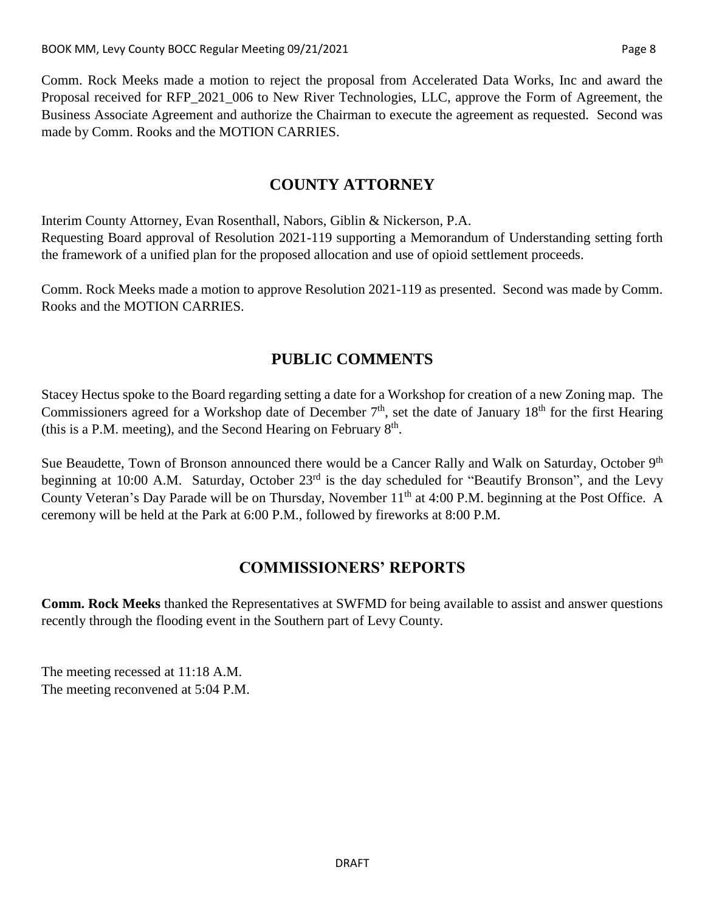Comm. Rock Meeks made a motion to reject the proposal from Accelerated Data Works, Inc and award the Proposal received for RFP_2021_006 to New River Technologies, LLC, approve the Form of Agreement, the Business Associate Agreement and authorize the Chairman to execute the agreement as requested. Second was made by Comm. Rooks and the MOTION CARRIES.

## COUNTY ATTORNEY

Interim County Attorney, Evan Rosenthall, Nabors, Giblin & Nickerson, P.A.
Requesting Board approval of Resolution 2021-119 supporting a Memorandum of Understanding setting forth the framework of a unified plan for the proposed allocation and use of opioid settlement proceeds.

Comm. Rock Meeks made a motion to approve Resolution 2021-119 as presented. Second was made by Comm. Rooks and the MOTION CARRIES.

## PUBLIC COMMENTS

Stacey Hectus spoke to the Board regarding setting a date for a Workshop for creation of a new Zoning map. The Commissioners agreed for a Workshop date of December 7th, set the date of January 18th for the first Hearing (this is a P.M. meeting), and the Second Hearing on February 8th.

Sue Beaudette, Town of Bronson announced there would be a Cancer Rally and Walk on Saturday, October 9th beginning at 10:00 A.M. Saturday, October 23rd is the day scheduled for "Beautify Bronson", and the Levy County Veteran's Day Parade will be on Thursday, November 11th at 4:00 P.M. beginning at the Post Office. A ceremony will be held at the Park at 6:00 P.M., followed by fireworks at 8:00 P.M.

## COMMISSIONERS' REPORTS

**Comm. Rock Meeks** thanked the Representatives at SWFMD for being available to assist and answer questions recently through the flooding event in the Southern part of Levy County.

The meeting recessed at 11:18 A.M.
The meeting reconvened at 5:04 P.M.

DRAFT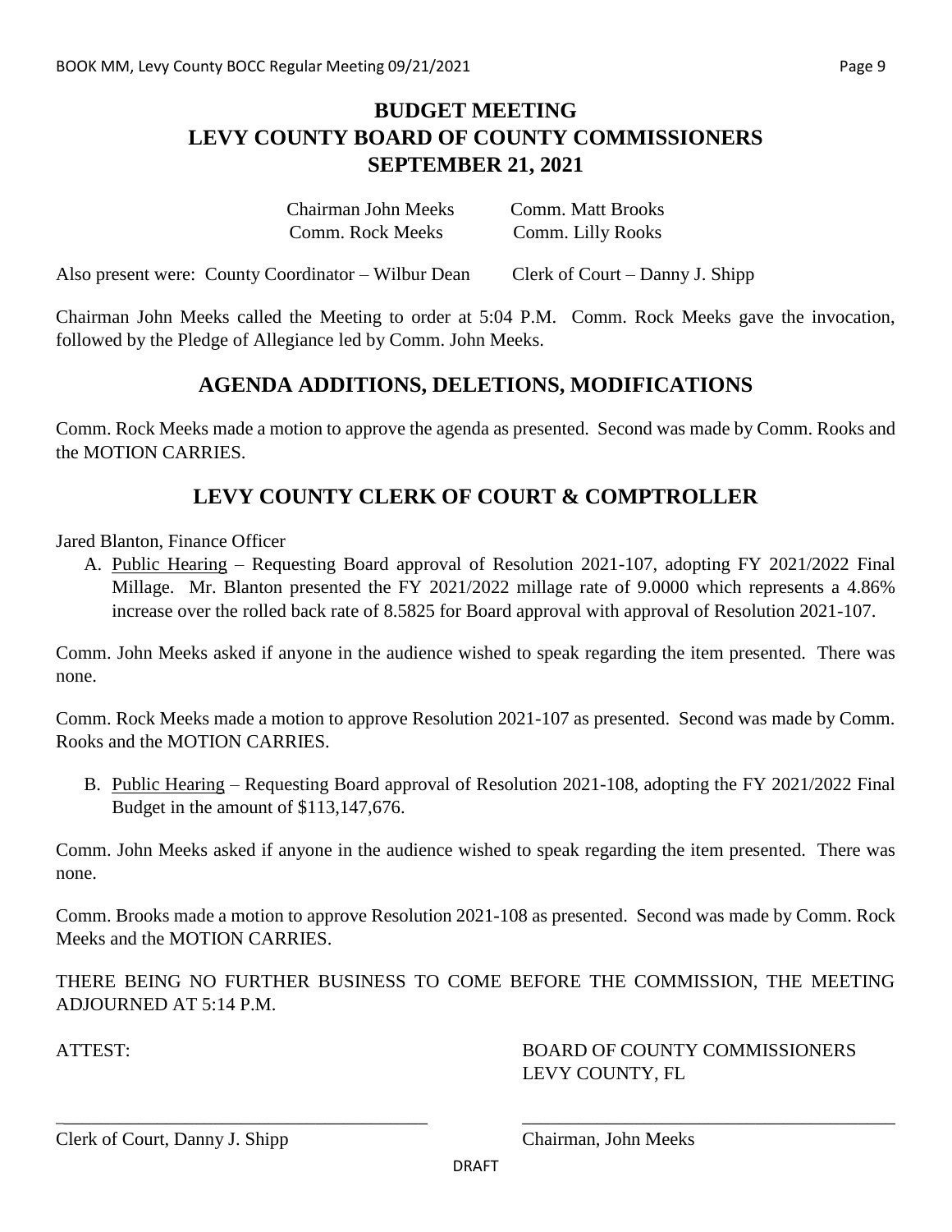# BUDGET MEETING
# LEVY COUNTY BOARD OF COUNTY COMMISSIONERS
# SEPTEMBER 21, 2021

| | |
|---|---|
| Chairman John Meeks | Comm. Matt Brooks |
| Comm. Rock Meeks | Comm. Lilly Rooks |

Also present were: County Coordinator – Wilbur Dean Clerk of Court – Danny J. Shipp

Chairman John Meeks called the Meeting to order at 5:04 P.M. Comm. Rock Meeks gave the invocation, followed by the Pledge of Allegiance led by Comm. John Meeks.

## AGENDA ADDITIONS, DELETIONS, MODIFICATIONS

Comm. Rock Meeks made a motion to approve the agenda as presented. Second was made by Comm. Rooks and the MOTION CARRIES.

## LEVY COUNTY CLERK OF COURT & COMPTROLLER

Jared Blanton, Finance Officer

A. Public Hearing – Requesting Board approval of Resolution 2021-107, adopting FY 2021/2022 Final Millage. Mr. Blanton presented the FY 2021/2022 millage rate of 9.0000 which represents a 4.86% increase over the rolled back rate of 8.5825 for Board approval with approval of Resolution 2021-107.

Comm. John Meeks asked if anyone in the audience wished to speak regarding the item presented. There was none.

Comm. Rock Meeks made a motion to approve Resolution 2021-107 as presented. Second was made by Comm. Rooks and the MOTION CARRIES.

B. Public Hearing – Requesting Board approval of Resolution 2021-108, adopting the FY 2021/2022 Final Budget in the amount of $113,147,676.

Comm. John Meeks asked if anyone in the audience wished to speak regarding the item presented. There was none.

Comm. Brooks made a motion to approve Resolution 2021-108 as presented. Second was made by Comm. Rock Meeks and the MOTION CARRIES.

THERE BEING NO FURTHER BUSINESS TO COME BEFORE THE COMMISSION, THE MEETING ADJOURNED AT 5:14 P.M.

| | |
|---|---|
| ATTEST: | BOARD OF COUNTY COMMISSIONERS LEVY COUNTY, FL |
| ________________________________________ | ________________________________________ |
| Clerk of Court, Danny J. Shipp | Chairman, John Meeks |

DRAFT